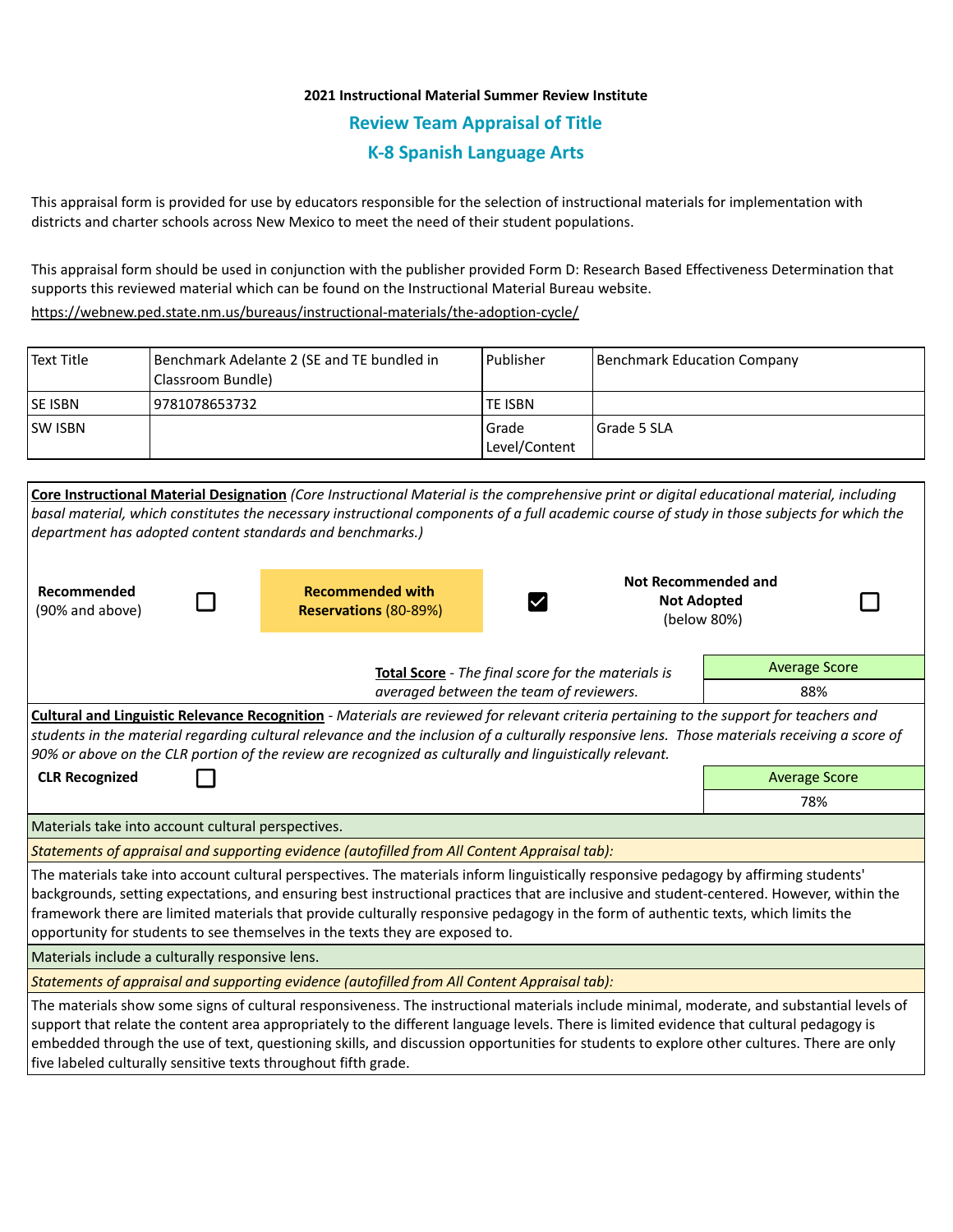**2021 Instructional Material Summer Review Institute**

## Review Team Appraisal of Title

## K-8 Spanish Language Arts

This appraisal form is provided for use by educators responsible for the selection of instructional materials for implementation with districts and charter schools across New Mexico to meet the need of their student populations.

This appraisal form should be used in conjunction with the publisher provided Form D: Research Based Effectiveness Determination that supports this reviewed material which can be found on the Instructional Material Bureau website.

https://webnew.ped.state.nm.us/bureaus/instructional-materials/the-adoption-cycle/

| Text Title | Benchmark Adelante 2 (SE and TE bundled in Classroom Bundle) | Publisher | Benchmark Education Company |
|---|---|---|---|
| SE ISBN | 9781078653732 | TE ISBN | |
| SW ISBN | | Grade Level/Content | Grade 5 SLA |

**Core Instructional Material Designation** *(Core Instructional Material is the comprehensive print or digital educational material, including basal material, which constitutes the necessary instructional components of a full academic course of study in those subjects for which the department has adopted content standards and benchmarks.)*

| Recommended (90% and above) | ☐ | **Recommended with Reservations** (80-89%) | ☑ | **Not Recommended and Not Adopted** (below 80%) | ☐ |
|---|---|---|---|---|---|

**Total Score** - *The final score for the materials is averaged between the team of reviewers.*

| Average Score |
|---|
| 88% |

**Cultural and Linguistic Relevance Recognition** - *Materials are reviewed for relevant criteria pertaining to the support for teachers and students in the material regarding cultural relevance and the inclusion of a culturally responsive lens. Those materials receiving a score of 90% or above on the CLR portion of the review are recognized as culturally and linguistically relevant.*

**CLR Recognized** ☐

| Average Score |
|---|
| 78% |

Materials take into account cultural perspectives.

*Statements of appraisal and supporting evidence (autofilled from All Content Appraisal tab):*

The materials take into account cultural perspectives. The materials inform linguistically responsive pedagogy by affirming students' backgrounds, setting expectations, and ensuring best instructional practices that are inclusive and student-centered. However, within the framework there are limited materials that provide culturally responsive pedagogy in the form of authentic texts, which limits the opportunity for students to see themselves in the texts they are exposed to.

Materials include a culturally responsive lens.

*Statements of appraisal and supporting evidence (autofilled from All Content Appraisal tab):*

The materials show some signs of cultural responsiveness. The instructional materials include minimal, moderate, and substantial levels of support that relate the content area appropriately to the different language levels. There is limited evidence that cultural pedagogy is embedded through the use of text, questioning skills, and discussion opportunities for students to explore other cultures. There are only five labeled culturally sensitive texts throughout fifth grade.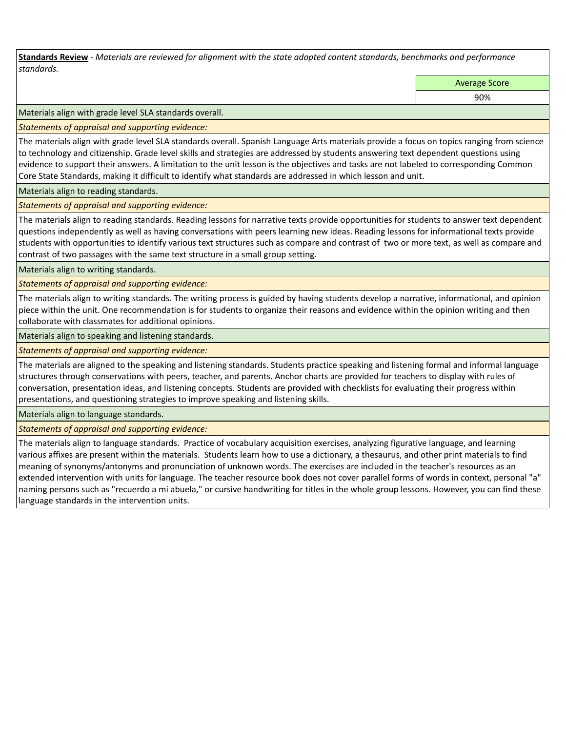**Standards Review** - *Materials are reviewed for alignment with the state adopted content standards, benchmarks and performance standards.*

| | Average Score |
|---|---|
| | 90% |

Materials align with grade level SLA standards overall.

*Statements of appraisal and supporting evidence:*

The materials align with grade level SLA standards overall. Spanish Language Arts materials provide a focus on topics ranging from science to technology and citizenship. Grade level skills and strategies are addressed by students answering text dependent questions using evidence to support their answers. A limitation to the unit lesson is the objectives and tasks are not labeled to corresponding Common Core State Standards, making it difficult to identify what standards are addressed in which lesson and unit.

Materials align to reading standards.

*Statements of appraisal and supporting evidence:*

The materials align to reading standards. Reading lessons for narrative texts provide opportunities for students to answer text dependent questions independently as well as having conversations with peers learning new ideas. Reading lessons for informational texts provide students with opportunities to identify various text structures such as compare and contrast of two or more text, as well as compare and contrast of two passages with the same text structure in a small group setting.

Materials align to writing standards.

*Statements of appraisal and supporting evidence:*

The materials align to writing standards. The writing process is guided by having students develop a narrative, informational, and opinion piece within the unit. One recommendation is for students to organize their reasons and evidence within the opinion writing and then collaborate with classmates for additional opinions.

Materials align to speaking and listening standards.

*Statements of appraisal and supporting evidence:*

The materials are aligned to the speaking and listening standards. Students practice speaking and listening formal and informal language structures through conservations with peers, teacher, and parents. Anchor charts are provided for teachers to display with rules of conversation, presentation ideas, and listening concepts. Students are provided with checklists for evaluating their progress within presentations, and questioning strategies to improve speaking and listening skills.

Materials align to language standards.

*Statements of appraisal and supporting evidence:*

The materials align to language standards. Practice of vocabulary acquisition exercises, analyzing figurative language, and learning various affixes are present within the materials. Students learn how to use a dictionary, a thesaurus, and other print materials to find meaning of synonyms/antonyms and pronunciation of unknown words. The exercises are included in the teacher's resources as an extended intervention with units for language. The teacher resource book does not cover parallel forms of words in context, personal "a" naming persons such as "recuerdo a mi abuela," or cursive handwriting for titles in the whole group lessons. However, you can find these language standards in the intervention units.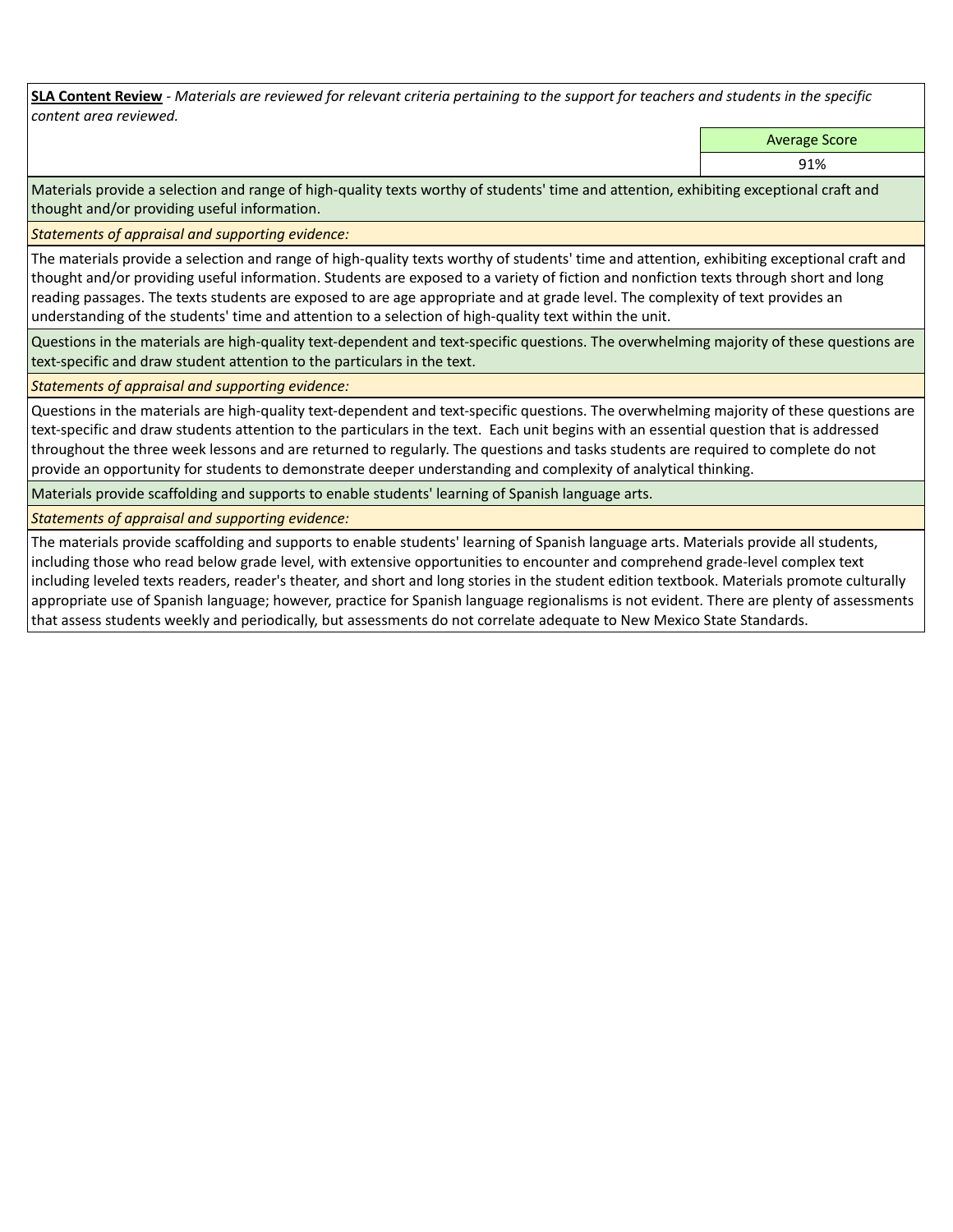**<u>SLA Content Review</u>** - *Materials are reviewed for relevant criteria pertaining to the support for teachers and students in the specific content area reviewed.*

| | Average Score |
|---|---|
| | 91% |

Materials provide a selection and range of high-quality texts worthy of students' time and attention, exhibiting exceptional craft and thought and/or providing useful information.

*Statements of appraisal and supporting evidence:*

The materials provide a selection and range of high-quality texts worthy of students' time and attention, exhibiting exceptional craft and thought and/or providing useful information. Students are exposed to a variety of fiction and nonfiction texts through short and long reading passages. The texts students are exposed to are age appropriate and at grade level. The complexity of text provides an understanding of the students' time and attention to a selection of high-quality text within the unit.

Questions in the materials are high-quality text-dependent and text-specific questions. The overwhelming majority of these questions are text-specific and draw student attention to the particulars in the text.

*Statements of appraisal and supporting evidence:*

Questions in the materials are high-quality text-dependent and text-specific questions. The overwhelming majority of these questions are text-specific and draw students attention to the particulars in the text. Each unit begins with an essential question that is addressed throughout the three week lessons and are returned to regularly. The questions and tasks students are required to complete do not provide an opportunity for students to demonstrate deeper understanding and complexity of analytical thinking.

Materials provide scaffolding and supports to enable students' learning of Spanish language arts.

*Statements of appraisal and supporting evidence:*

The materials provide scaffolding and supports to enable students' learning of Spanish language arts. Materials provide all students, including those who read below grade level, with extensive opportunities to encounter and comprehend grade-level complex text including leveled texts readers, reader's theater, and short and long stories in the student edition textbook. Materials promote culturally appropriate use of Spanish language; however, practice for Spanish language regionalisms is not evident. There are plenty of assessments that assess students weekly and periodically, but assessments do not correlate adequate to New Mexico State Standards.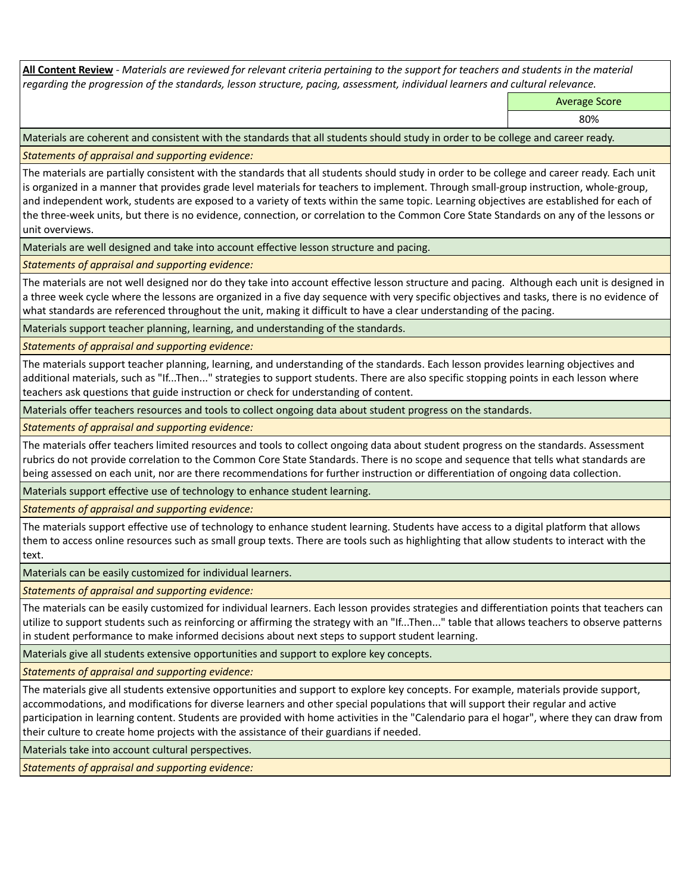**<u>All Content Review</u>** - *Materials are reviewed for relevant criteria pertaining to the support for teachers and students in the material regarding the progression of the standards, lesson structure, pacing, assessment, individual learners and cultural relevance.*

| Average Score |
|---|
| 80% |

Materials are coherent and consistent with the standards that all students should study in order to be college and career ready.

*Statements of appraisal and supporting evidence:*

The materials are partially consistent with the standards that all students should study in order to be college and career ready. Each unit is organized in a manner that provides grade level materials for teachers to implement. Through small-group instruction, whole-group, and independent work, students are exposed to a variety of texts within the same topic. Learning objectives are established for each of the three-week units, but there is no evidence, connection, or correlation to the Common Core State Standards on any of the lessons or unit overviews.

Materials are well designed and take into account effective lesson structure and pacing.

*Statements of appraisal and supporting evidence:*

The materials are not well designed nor do they take into account effective lesson structure and pacing. Although each unit is designed in a three week cycle where the lessons are organized in a five day sequence with very specific objectives and tasks, there is no evidence of what standards are referenced throughout the unit, making it difficult to have a clear understanding of the pacing.

Materials support teacher planning, learning, and understanding of the standards.

*Statements of appraisal and supporting evidence:*

The materials support teacher planning, learning, and understanding of the standards. Each lesson provides learning objectives and additional materials, such as "If...Then..." strategies to support students. There are also specific stopping points in each lesson where teachers ask questions that guide instruction or check for understanding of content.

Materials offer teachers resources and tools to collect ongoing data about student progress on the standards.

*Statements of appraisal and supporting evidence:*

The materials offer teachers limited resources and tools to collect ongoing data about student progress on the standards. Assessment rubrics do not provide correlation to the Common Core State Standards. There is no scope and sequence that tells what standards are being assessed on each unit, nor are there recommendations for further instruction or differentiation of ongoing data collection.

Materials support effective use of technology to enhance student learning.

*Statements of appraisal and supporting evidence:*

The materials support effective use of technology to enhance student learning. Students have access to a digital platform that allows them to access online resources such as small group texts. There are tools such as highlighting that allow students to interact with the text.

Materials can be easily customized for individual learners.

*Statements of appraisal and supporting evidence:*

The materials can be easily customized for individual learners. Each lesson provides strategies and differentiation points that teachers can utilize to support students such as reinforcing or affirming the strategy with an "If...Then..." table that allows teachers to observe patterns in student performance to make informed decisions about next steps to support student learning.

Materials give all students extensive opportunities and support to explore key concepts.

*Statements of appraisal and supporting evidence:*

The materials give all students extensive opportunities and support to explore key concepts. For example, materials provide support, accommodations, and modifications for diverse learners and other special populations that will support their regular and active participation in learning content. Students are provided with home activities in the "Calendario para el hogar", where they can draw from their culture to create home projects with the assistance of their guardians if needed.

Materials take into account cultural perspectives.

*Statements of appraisal and supporting evidence:*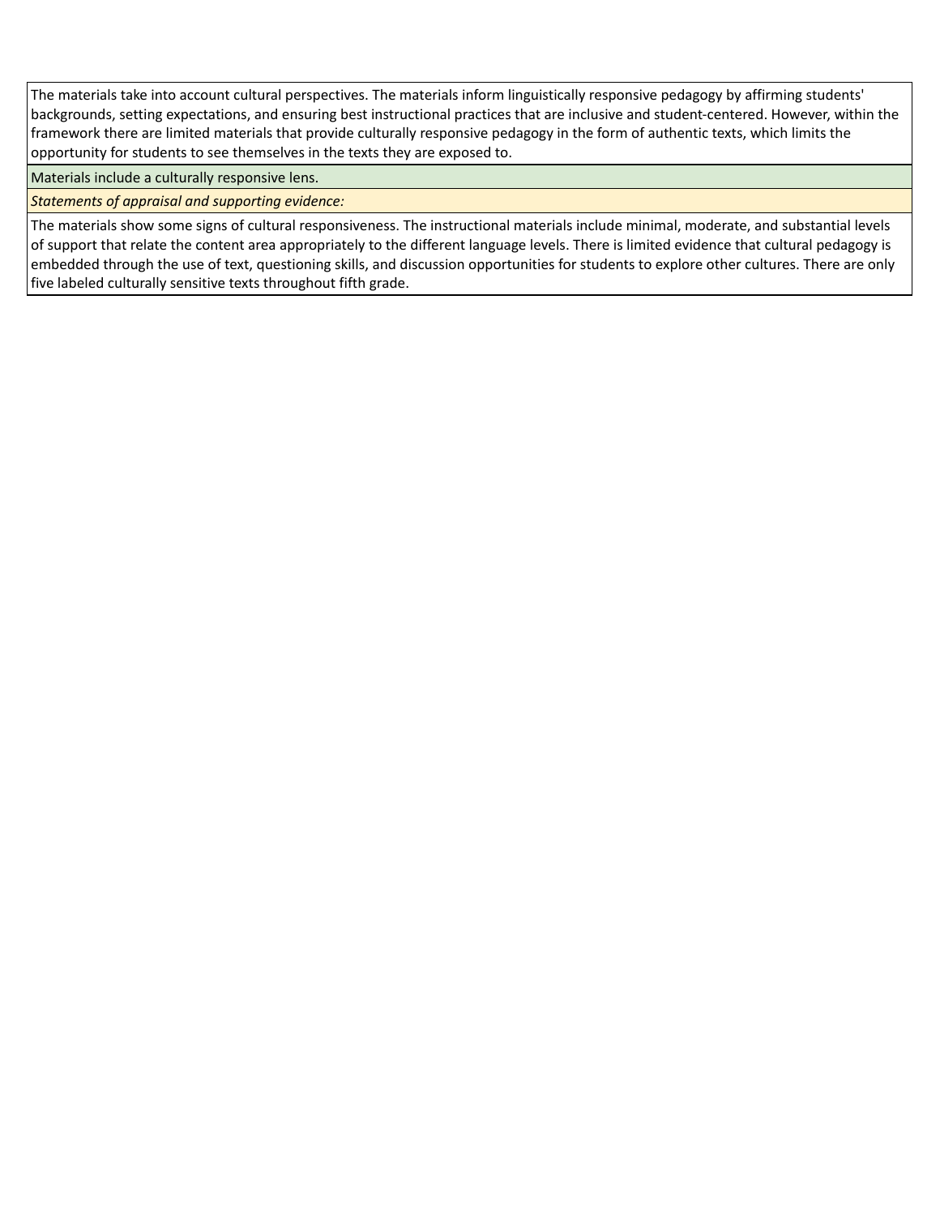The materials take into account cultural perspectives. The materials inform linguistically responsive pedagogy by affirming students' backgrounds, setting expectations, and ensuring best instructional practices that are inclusive and student-centered. However, within the framework there are limited materials that provide culturally responsive pedagogy in the form of authentic texts, which limits the opportunity for students to see themselves in the texts they are exposed to.

Materials include a culturally responsive lens.

*Statements of appraisal and supporting evidence:*

The materials show some signs of cultural responsiveness. The instructional materials include minimal, moderate, and substantial levels of support that relate the content area appropriately to the different language levels. There is limited evidence that cultural pedagogy is embedded through the use of text, questioning skills, and discussion opportunities for students to explore other cultures. There are only five labeled culturally sensitive texts throughout fifth grade.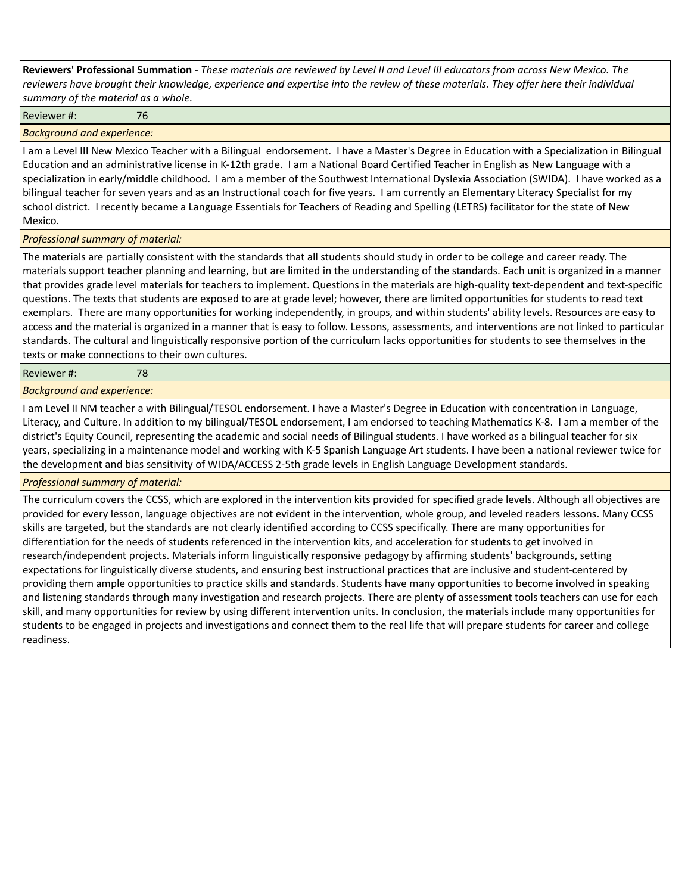**<u>Reviewers' Professional Summation</u>** - *These materials are reviewed by Level II and Level III educators from across New Mexico. The reviewers have brought their knowledge, experience and expertise into the review of these materials. They offer here their individual summary of the material as a whole.*

Reviewer #: 76

*Background and experience:*

I am a Level III New Mexico Teacher with a Bilingual endorsement. I have a Master's Degree in Education with a Specialization in Bilingual Education and an administrative license in K-12th grade. I am a National Board Certified Teacher in English as New Language with a specialization in early/middle childhood. I am a member of the Southwest International Dyslexia Association (SWIDA). I have worked as a bilingual teacher for seven years and as an Instructional coach for five years. I am currently an Elementary Literacy Specialist for my school district. I recently became a Language Essentials for Teachers of Reading and Spelling (LETRS) facilitator for the state of New Mexico.

*Professional summary of material:*

The materials are partially consistent with the standards that all students should study in order to be college and career ready. The materials support teacher planning and learning, but are limited in the understanding of the standards. Each unit is organized in a manner that provides grade level materials for teachers to implement. Questions in the materials are high-quality text-dependent and text-specific questions. The texts that students are exposed to are at grade level; however, there are limited opportunities for students to read text exemplars. There are many opportunities for working independently, in groups, and within students' ability levels. Resources are easy to access and the material is organized in a manner that is easy to follow. Lessons, assessments, and interventions are not linked to particular standards. The cultural and linguistically responsive portion of the curriculum lacks opportunities for students to see themselves in the texts or make connections to their own cultures.

Reviewer #: 78

*Background and experience:*

I am Level II NM teacher a with Bilingual/TESOL endorsement. I have a Master's Degree in Education with concentration in Language, Literacy, and Culture. In addition to my bilingual/TESOL endorsement, I am endorsed to teaching Mathematics K-8. I am a member of the district's Equity Council, representing the academic and social needs of Bilingual students. I have worked as a bilingual teacher for six years, specializing in a maintenance model and working with K-5 Spanish Language Art students. I have been a national reviewer twice for the development and bias sensitivity of WIDA/ACCESS 2-5th grade levels in English Language Development standards.

*Professional summary of material:*

The curriculum covers the CCSS, which are explored in the intervention kits provided for specified grade levels. Although all objectives are provided for every lesson, language objectives are not evident in the intervention, whole group, and leveled readers lessons. Many CCSS skills are targeted, but the standards are not clearly identified according to CCSS specifically. There are many opportunities for differentiation for the needs of students referenced in the intervention kits, and acceleration for students to get involved in research/independent projects. Materials inform linguistically responsive pedagogy by affirming students' backgrounds, setting expectations for linguistically diverse students, and ensuring best instructional practices that are inclusive and student-centered by providing them ample opportunities to practice skills and standards. Students have many opportunities to become involved in speaking and listening standards through many investigation and research projects. There are plenty of assessment tools teachers can use for each skill, and many opportunities for review by using different intervention units. In conclusion, the materials include many opportunities for students to be engaged in projects and investigations and connect them to the real life that will prepare students for career and college readiness.